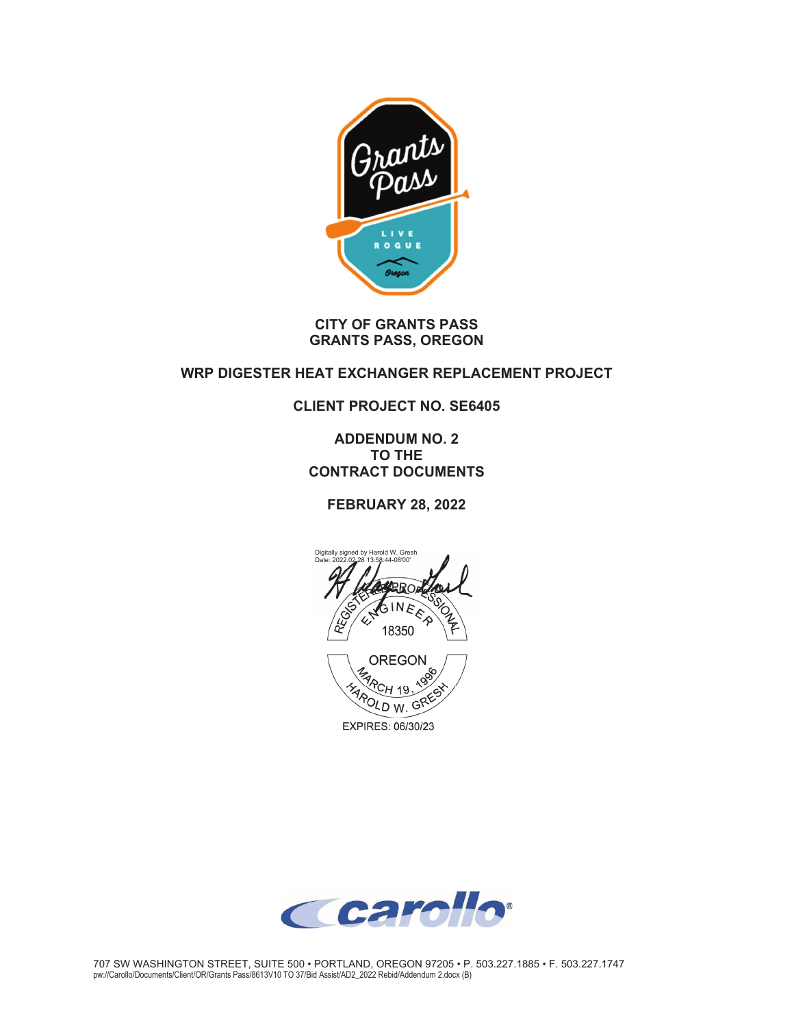**CITY OF GRANTS PASS**
**GRANTS PASS, OREGON**

# WRP DIGESTER HEAT EXCHANGER REPLACEMENT PROJECT

## CLIENT PROJECT NO. SE6405

## ADDENDUM NO. 2
## TO THE
## CONTRACT DOCUMENTS

**FEBRUARY 28, 2022**

Digitally signed by Harold W. Gresh
Date: 2022.02.28 13:58:44-08'00'

REGISTERED PROFESSIONAL ENGINEER
18350
OREGON
MARCH 19, 1996
HAROLD W. GRESH
EXPIRES: 06/30/23

707 SW WASHINGTON STREET, SUITE 500 • PORTLAND, OREGON 97205 • P. 503.227.1885 • F. 503.227.1747
pw://Carollo/Documents/Client/OR/Grants Pass/8613V10 TO 37/Bid Assist/AD2_2022 Rebid/Addendum 2.docx (B)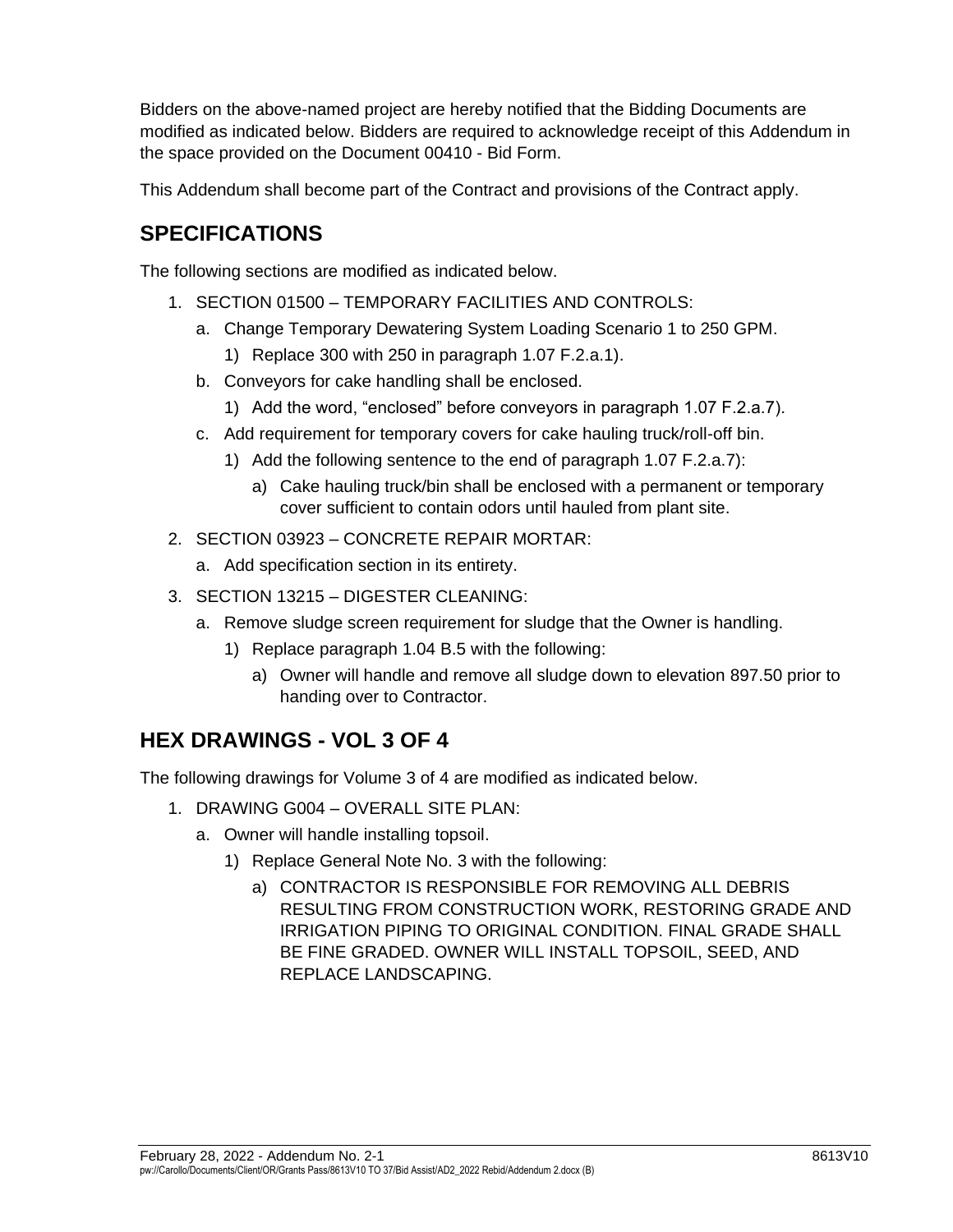Bidders on the above-named project are hereby notified that the Bidding Documents are modified as indicated below. Bidders are required to acknowledge receipt of this Addendum in the space provided on the Document 00410 - Bid Form.

This Addendum shall become part of the Contract and provisions of the Contract apply.

## SPECIFICATIONS

The following sections are modified as indicated below.

1. SECTION 01500 – TEMPORARY FACILITIES AND CONTROLS:
   a. Change Temporary Dewatering System Loading Scenario 1 to 250 GPM.
      1) Replace 300 with 250 in paragraph 1.07 F.2.a.1).
   b. Conveyors for cake handling shall be enclosed.
      1) Add the word, "enclosed" before conveyors in paragraph 1.07 F.2.a.7).
   c. Add requirement for temporary covers for cake hauling truck/roll-off bin.
      1) Add the following sentence to the end of paragraph 1.07 F.2.a.7):
         a) Cake hauling truck/bin shall be enclosed with a permanent or temporary cover sufficient to contain odors until hauled from plant site.
2. SECTION 03923 – CONCRETE REPAIR MORTAR:
   a. Add specification section in its entirety.
3. SECTION 13215 – DIGESTER CLEANING:
   a. Remove sludge screen requirement for sludge that the Owner is handling.
      1) Replace paragraph 1.04 B.5 with the following:
         a) Owner will handle and remove all sludge down to elevation 897.50 prior to handing over to Contractor.

## HEX DRAWINGS - VOL 3 OF 4

The following drawings for Volume 3 of 4 are modified as indicated below.

1. DRAWING G004 – OVERALL SITE PLAN:
   a. Owner will handle installing topsoil.
      1) Replace General Note No. 3 with the following:
         a) CONTRACTOR IS RESPONSIBLE FOR REMOVING ALL DEBRIS RESULTING FROM CONSTRUCTION WORK, RESTORING GRADE AND IRRIGATION PIPING TO ORIGINAL CONDITION. FINAL GRADE SHALL BE FINE GRADED. OWNER WILL INSTALL TOPSOIL, SEED, AND REPLACE LANDSCAPING.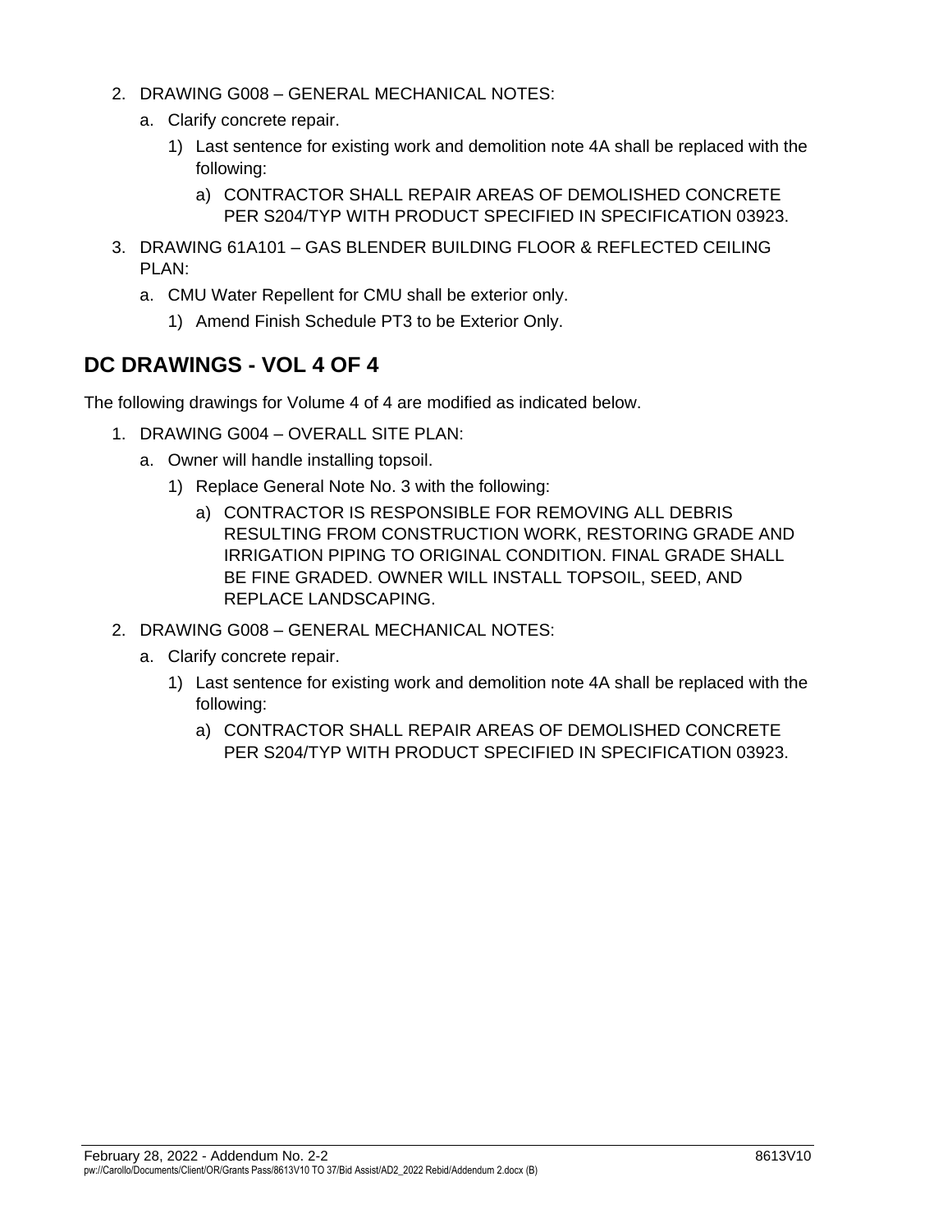2. DRAWING G008 – GENERAL MECHANICAL NOTES:
   a. Clarify concrete repair.
      1) Last sentence for existing work and demolition note 4A shall be replaced with the following:
         a) CONTRACTOR SHALL REPAIR AREAS OF DEMOLISHED CONCRETE PER S204/TYP WITH PRODUCT SPECIFIED IN SPECIFICATION 03923.
3. DRAWING 61A101 – GAS BLENDER BUILDING FLOOR & REFLECTED CEILING PLAN:
   a. CMU Water Repellent for CMU shall be exterior only.
      1) Amend Finish Schedule PT3 to be Exterior Only.

## DC DRAWINGS - VOL 4 OF 4

The following drawings for Volume 4 of 4 are modified as indicated below.

1. DRAWING G004 – OVERALL SITE PLAN:
   a. Owner will handle installing topsoil.
      1) Replace General Note No. 3 with the following:
         a) CONTRACTOR IS RESPONSIBLE FOR REMOVING ALL DEBRIS RESULTING FROM CONSTRUCTION WORK, RESTORING GRADE AND IRRIGATION PIPING TO ORIGINAL CONDITION. FINAL GRADE SHALL BE FINE GRADED. OWNER WILL INSTALL TOPSOIL, SEED, AND REPLACE LANDSCAPING.
2. DRAWING G008 – GENERAL MECHANICAL NOTES:
   a. Clarify concrete repair.
      1) Last sentence for existing work and demolition note 4A shall be replaced with the following:
         a) CONTRACTOR SHALL REPAIR AREAS OF DEMOLISHED CONCRETE PER S204/TYP WITH PRODUCT SPECIFIED IN SPECIFICATION 03923.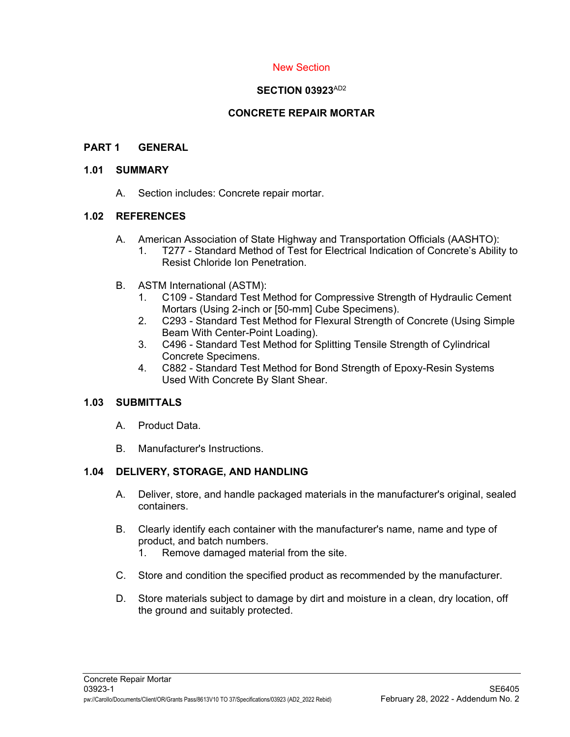New Section

# SECTION 03923[AD2]

# CONCRETE REPAIR MORTAR

## PART 1 GENERAL

### 1.01 SUMMARY

A. Section includes: Concrete repair mortar.

### 1.02 REFERENCES

A. American Association of State Highway and Transportation Officials (AASHTO):
   1. T277 - Standard Method of Test for Electrical Indication of Concrete's Ability to Resist Chloride Ion Penetration.

B. ASTM International (ASTM):
   1. C109 - Standard Test Method for Compressive Strength of Hydraulic Cement Mortars (Using 2-inch or [50-mm] Cube Specimens).
   2. C293 - Standard Test Method for Flexural Strength of Concrete (Using Simple Beam With Center-Point Loading).
   3. C496 - Standard Test Method for Splitting Tensile Strength of Cylindrical Concrete Specimens.
   4. C882 - Standard Test Method for Bond Strength of Epoxy-Resin Systems Used With Concrete By Slant Shear.

### 1.03 SUBMITTALS

A. Product Data.

B. Manufacturer's Instructions.

### 1.04 DELIVERY, STORAGE, AND HANDLING

A. Deliver, store, and handle packaged materials in the manufacturer's original, sealed containers.

B. Clearly identify each container with the manufacturer's name, name and type of product, and batch numbers.
   1. Remove damaged material from the site.

C. Store and condition the specified product as recommended by the manufacturer.

D. Store materials subject to damage by dirt and moisture in a clean, dry location, off the ground and suitably protected.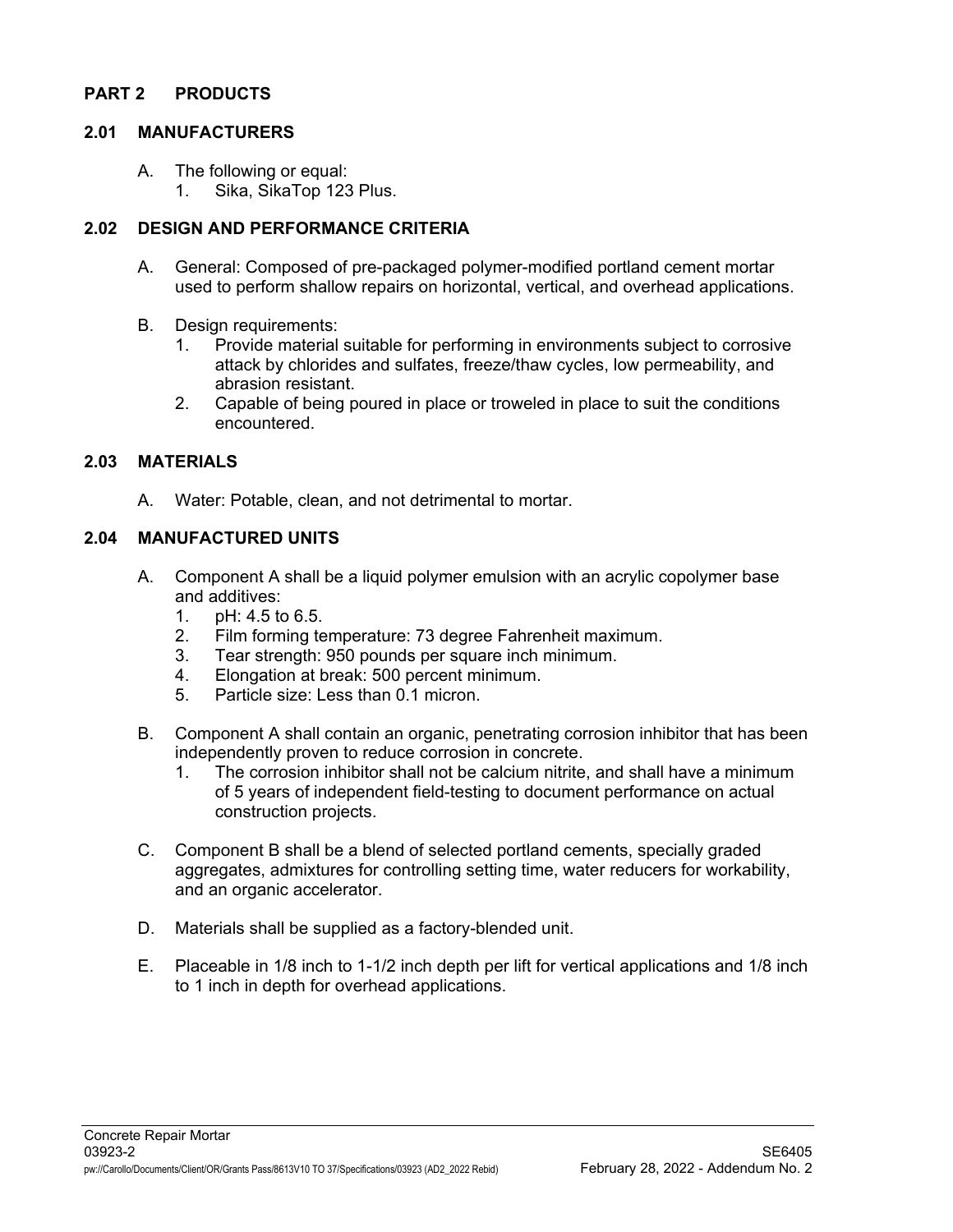# PART 2 PRODUCTS

## 2.01 MANUFACTURERS

A. The following or equal:
   1. Sika, SikaTop 123 Plus.

## 2.02 DESIGN AND PERFORMANCE CRITERIA

A. General: Composed of pre-packaged polymer-modified portland cement mortar used to perform shallow repairs on horizontal, vertical, and overhead applications.

B. Design requirements:
   1. Provide material suitable for performing in environments subject to corrosive attack by chlorides and sulfates, freeze/thaw cycles, low permeability, and abrasion resistant.
   2. Capable of being poured in place or troweled in place to suit the conditions encountered.

## 2.03 MATERIALS

A. Water: Potable, clean, and not detrimental to mortar.

## 2.04 MANUFACTURED UNITS

A. Component A shall be a liquid polymer emulsion with an acrylic copolymer base and additives:
   1. pH: 4.5 to 6.5.
   2. Film forming temperature: 73 degree Fahrenheit maximum.
   3. Tear strength: 950 pounds per square inch minimum.
   4. Elongation at break: 500 percent minimum.
   5. Particle size: Less than 0.1 micron.

B. Component A shall contain an organic, penetrating corrosion inhibitor that has been independently proven to reduce corrosion in concrete.
   1. The corrosion inhibitor shall not be calcium nitrite, and shall have a minimum of 5 years of independent field-testing to document performance on actual construction projects.

C. Component B shall be a blend of selected portland cements, specially graded aggregates, admixtures for controlling setting time, water reducers for workability, and an organic accelerator.

D. Materials shall be supplied as a factory-blended unit.

E. Placeable in 1/8 inch to 1-1/2 inch depth per lift for vertical applications and 1/8 inch to 1 inch in depth for overhead applications.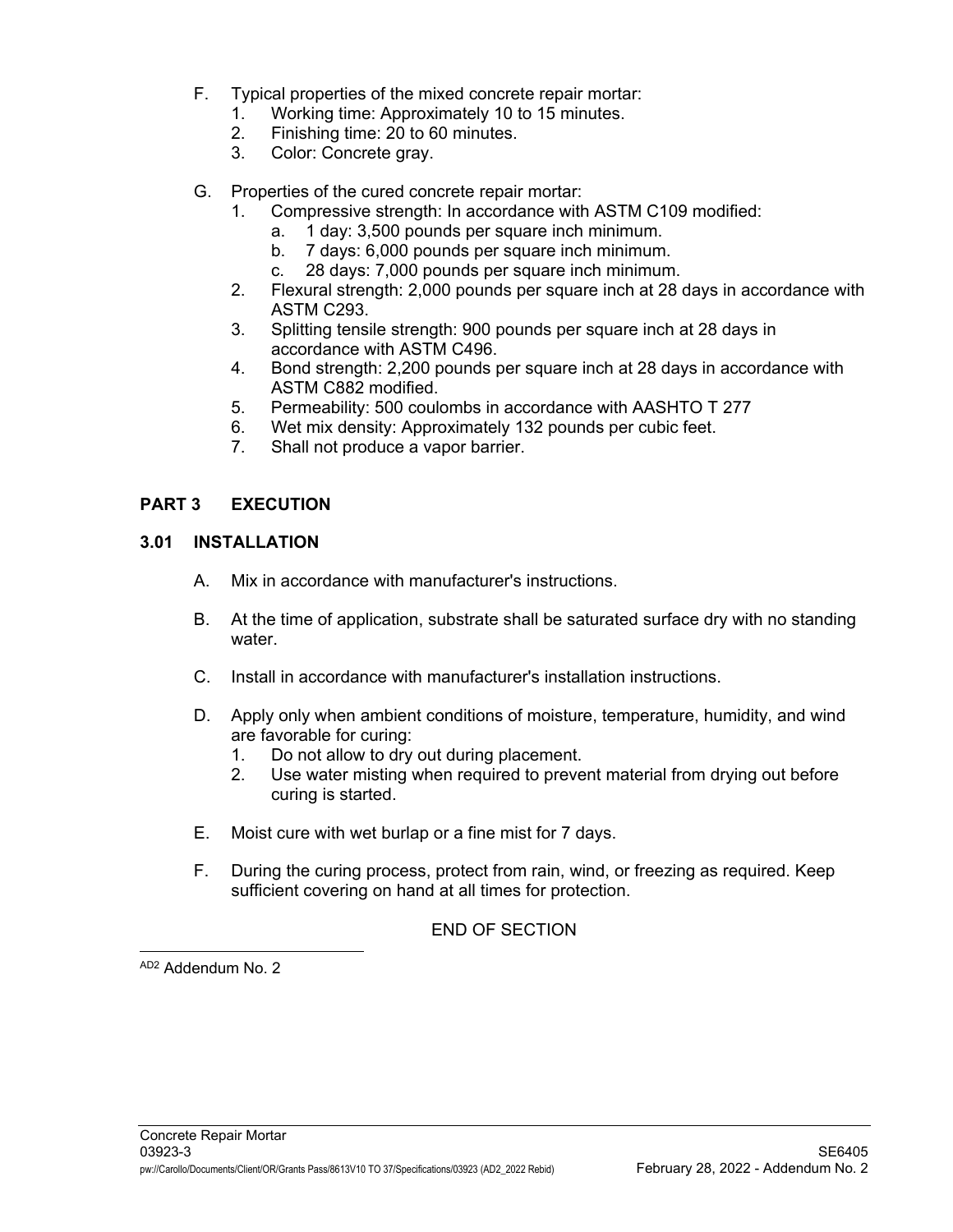F. Typical properties of the mixed concrete repair mortar:
   1. Working time: Approximately 10 to 15 minutes.
   2. Finishing time: 20 to 60 minutes.
   3. Color: Concrete gray.

G. Properties of the cured concrete repair mortar:
   1. Compressive strength: In accordance with ASTM C109 modified:
      a. 1 day: 3,500 pounds per square inch minimum.
      b. 7 days: 6,000 pounds per square inch minimum.
      c. 28 days: 7,000 pounds per square inch minimum.
   2. Flexural strength: 2,000 pounds per square inch at 28 days in accordance with ASTM C293.
   3. Splitting tensile strength: 900 pounds per square inch at 28 days in accordance with ASTM C496.
   4. Bond strength: 2,200 pounds per square inch at 28 days in accordance with ASTM C882 modified.
   5. Permeability: 500 coulombs in accordance with AASHTO T 277
   6. Wet mix density: Approximately 132 pounds per cubic feet.
   7. Shall not produce a vapor barrier.

## PART 3 EXECUTION

### 3.01 INSTALLATION

A. Mix in accordance with manufacturer's instructions.

B. At the time of application, substrate shall be saturated surface dry with no standing water.

C. Install in accordance with manufacturer's installation instructions.

D. Apply only when ambient conditions of moisture, temperature, humidity, and wind are favorable for curing:
   1. Do not allow to dry out during placement.
   2. Use water misting when required to prevent material from drying out before curing is started.

E. Moist cure with wet burlap or a fine mist for 7 days.

F. During the curing process, protect from rain, wind, or freezing as required. Keep sufficient covering on hand at all times for protection.

END OF SECTION

---

[AD2] Addendum No. 2